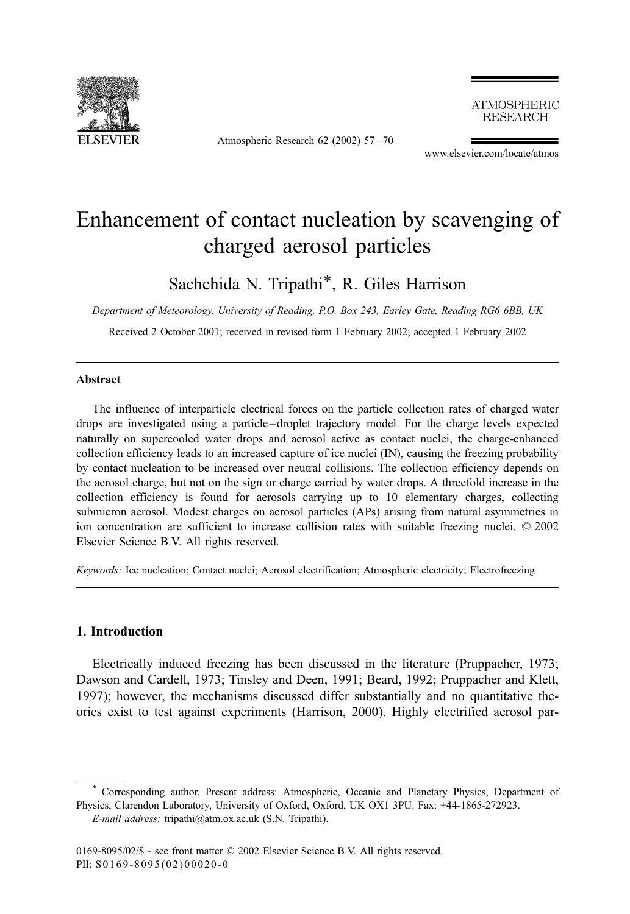# Enhancement of contact nucleation by scavenging of charged aerosol particles

Sachchida N. Tripathi*, R. Giles Harrison

*Department of Meteorology, University of Reading, P.O. Box 243, Earley Gate, Reading RG6 6BB, UK*

Received 2 October 2001; received in revised form 1 February 2002; accepted 1 February 2002

## Abstract

The influence of interparticle electrical forces on the particle collection rates of charged water drops are investigated using a particle–droplet trajectory model. For the charge levels expected naturally on supercooled water drops and aerosol active as contact nuclei, the charge-enhanced collection efficiency leads to an increased capture of ice nuclei (IN), causing the freezing probability by contact nucleation to be increased over neutral collisions. The collection efficiency depends on the aerosol charge, but not on the sign or charge carried by water drops. A threefold increase in the collection efficiency is found for aerosols carrying up to 10 elementary charges, collecting submicron aerosol. Modest charges on aerosol particles (APs) arising from natural asymmetries in ion concentration are sufficient to increase collision rates with suitable freezing nuclei. © 2002 Elsevier Science B.V. All rights reserved.

*Keywords:* Ice nucleation; Contact nuclei; Aerosol electrification; Atmospheric electricity; Electrofreezing

## 1. Introduction

Electrically induced freezing has been discussed in the literature (Pruppacher, 1973; Dawson and Cardell, 1973; Tinsley and Deen, 1991; Beard, 1992; Pruppacher and Klett, 1997); however, the mechanisms discussed differ substantially and no quantitative theories exist to test against experiments (Harrison, 2000). Highly electrified aerosol par-

---

\* Corresponding author. Present address: Atmospheric, Oceanic and Planetary Physics, Department of Physics, Clarendon Laboratory, University of Oxford, Oxford, UK OX1 3PU. Fax: +44-1865-272923.

*E-mail address:* tripathi@atm.ox.ac.uk (S.N. Tripathi).

0169-8095/02/$ - see front matter © 2002 Elsevier Science B.V. All rights reserved.
PII: S0169-8095(02)00020-0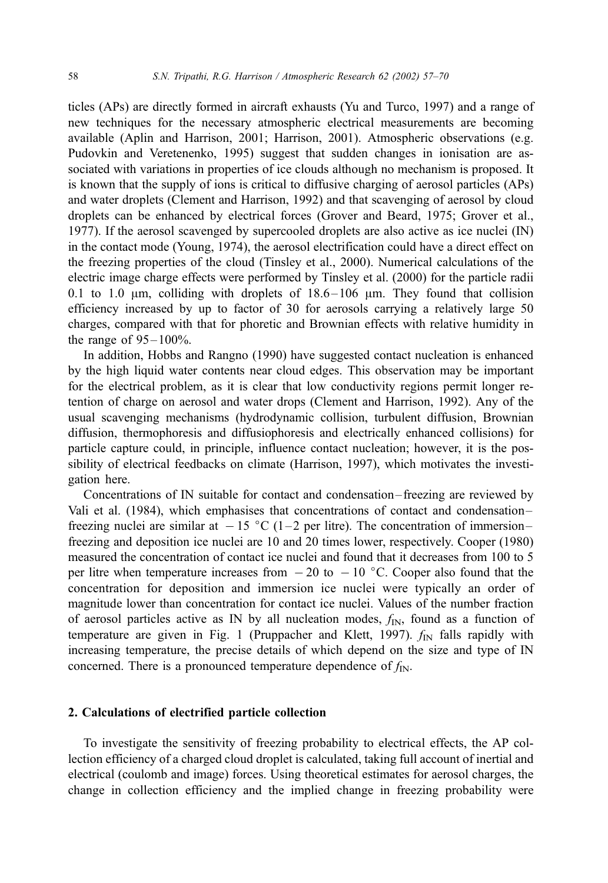ticles (APs) are directly formed in aircraft exhausts (Yu and Turco, 1997) and a range of new techniques for the necessary atmospheric electrical measurements are becoming available (Aplin and Harrison, 2001; Harrison, 2001). Atmospheric observations (e.g. Pudovkin and Veretenenko, 1995) suggest that sudden changes in ionisation are associated with variations in properties of ice clouds although no mechanism is proposed. It is known that the supply of ions is critical to diffusive charging of aerosol particles (APs) and water droplets (Clement and Harrison, 1992) and that scavenging of aerosol by cloud droplets can be enhanced by electrical forces (Grover and Beard, 1975; Grover et al., 1977). If the aerosol scavenged by supercooled droplets are also active as ice nuclei (IN) in the contact mode (Young, 1974), the aerosol electrification could have a direct effect on the freezing properties of the cloud (Tinsley et al., 2000). Numerical calculations of the electric image charge effects were performed by Tinsley et al. (2000) for the particle radii 0.1 to 1.0 μm, colliding with droplets of 18.6–106 μm. They found that collision efficiency increased by up to factor of 30 for aerosols carrying a relatively large 50 charges, compared with that for phoretic and Brownian effects with relative humidity in the range of 95–100%.

In addition, Hobbs and Rangno (1990) have suggested contact nucleation is enhanced by the high liquid water contents near cloud edges. This observation may be important for the electrical problem, as it is clear that low conductivity regions permit longer retention of charge on aerosol and water drops (Clement and Harrison, 1992). Any of the usual scavenging mechanisms (hydrodynamic collision, turbulent diffusion, Brownian diffusion, thermophoresis and diffusiophoresis and electrically enhanced collisions) for particle capture could, in principle, influence contact nucleation; however, it is the possibility of electrical feedbacks on climate (Harrison, 1997), which motivates the investigation here.

Concentrations of IN suitable for contact and condensation–freezing are reviewed by Vali et al. (1984), which emphasises that concentrations of contact and condensation–freezing nuclei are similar at $-15$ °C (1–2 per litre). The concentration of immersion–freezing and deposition ice nuclei are 10 and 20 times lower, respectively. Cooper (1980) measured the concentration of contact ice nuclei and found that it decreases from 100 to 5 per litre when temperature increases from $-20$ to $-10$ °C. Cooper also found that the concentration for deposition and immersion ice nuclei were typically an order of magnitude lower than concentration for contact ice nuclei. Values of the number fraction of aerosol particles active as IN by all nucleation modes, $f_{IN}$, found as a function of temperature are given in Fig. 1 (Pruppacher and Klett, 1997). $f_{IN}$ falls rapidly with increasing temperature, the precise details of which depend on the size and type of IN concerned. There is a pronounced temperature dependence of $f_{IN}$.

## 2. Calculations of electrified particle collection

To investigate the sensitivity of freezing probability to electrical effects, the AP collection efficiency of a charged cloud droplet is calculated, taking full account of inertial and electrical (coulomb and image) forces. Using theoretical estimates for aerosol charges, the change in collection efficiency and the implied change in freezing probability were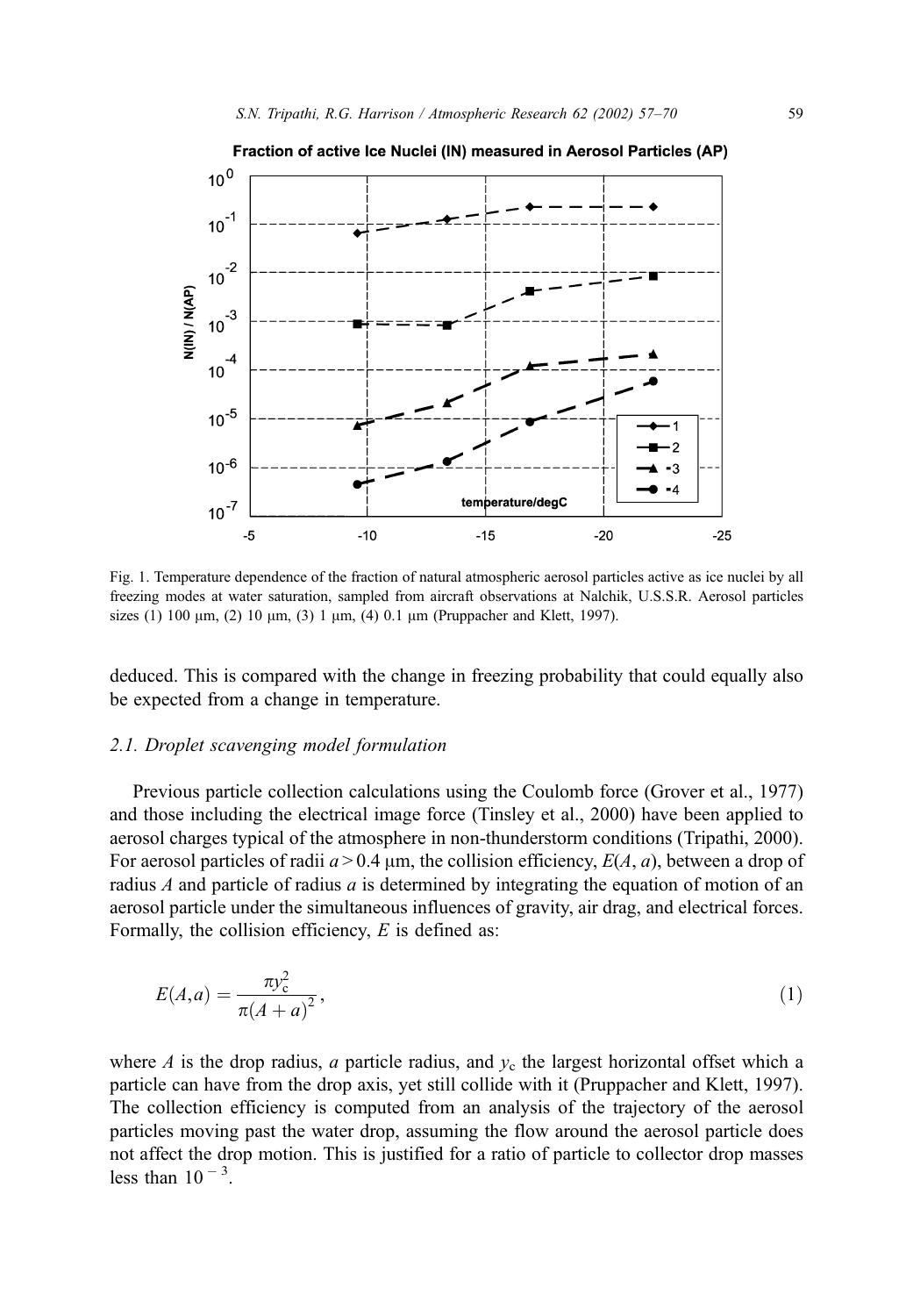Fig. 1. Temperature dependence of the fraction of natural atmospheric aerosol particles active as ice nuclei by all freezing modes at water saturation, sampled from aircraft observations at Nalchik, U.S.S.R. Aerosol particles sizes (1) 100 μm, (2) 10 μm, (3) 1 μm, (4) 0.1 μm (Pruppacher and Klett, 1997).

deduced. This is compared with the change in freezing probability that could equally also be expected from a change in temperature.

### 2.1. Droplet scavenging model formulation

Previous particle collection calculations using the Coulomb force (Grover et al., 1977) and those including the electrical image force (Tinsley et al., 2000) have been applied to aerosol charges typical of the atmosphere in non-thunderstorm conditions (Tripathi, 2000). For aerosol particles of radii $a > 0.4$ μm, the collision efficiency, $E(A, a)$, between a drop of radius $A$ and particle of radius $a$ is determined by integrating the equation of motion of an aerosol particle under the simultaneous influences of gravity, air drag, and electrical forces. Formally, the collision efficiency, $E$ is defined as:

$$E(A,a) = \frac{\pi y_c^2}{\pi (A + a)^2}, \tag{1}$$

where $A$ is the drop radius, $a$ particle radius, and $y_c$ the largest horizontal offset which a particle can have from the drop axis, yet still collide with it (Pruppacher and Klett, 1997). The collection efficiency is computed from an analysis of the trajectory of the aerosol particles moving past the water drop, assuming the flow around the aerosol particle does not affect the drop motion. This is justified for a ratio of particle to collector drop masses less than $10^{-3}$.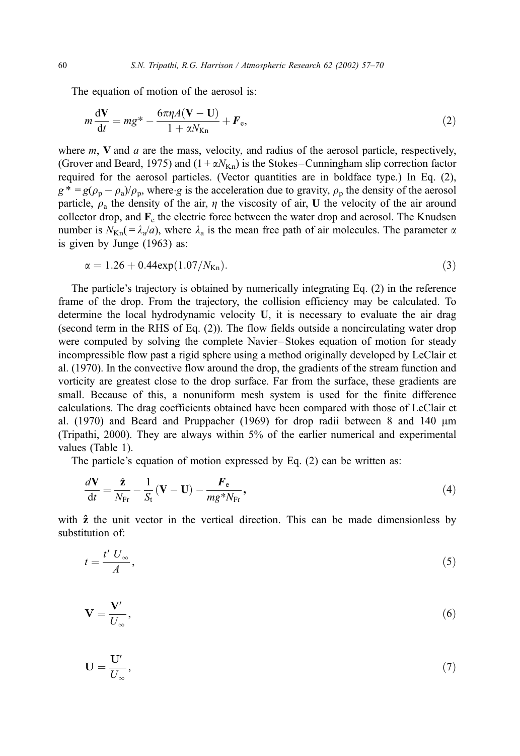The equation of motion of the aerosol is:

$$m\frac{\mathrm{d}\mathbf{V}}{\mathrm{d}t} = mg^* - \frac{6\pi\eta A(\mathbf{V}-\mathbf{U})}{1+\alpha N_{\mathrm{Kn}}} + \boldsymbol{F}_{\mathrm{e}}, \tag{2}$$

where $m$, $\mathbf{V}$ and $a$ are the mass, velocity, and radius of the aerosol particle, respectively, (Grover and Beard, 1975) and $(1+\alpha N_{\mathrm{Kn}})$ is the Stokes–Cunningham slip correction factor required for the aerosol particles. (Vector quantities are in boldface type.) In Eq. (2), $g^* = g(\rho_{\mathrm{p}} - \rho_{\mathrm{a}})/\rho_{\mathrm{p}}$, where $g$ is the acceleration due to gravity, $\rho_{\mathrm{p}}$ the density of the aerosol particle, $\rho_{\mathrm{a}}$ the density of the air, $\eta$ the viscosity of air, $\mathbf{U}$ the velocity of the air around collector drop, and $\mathbf{F}_{\mathrm{e}}$ the electric force between the water drop and aerosol. The Knudsen number is $N_{\mathrm{Kn}}(=\lambda_{\mathrm{a}}/a)$, where $\lambda_{\mathrm{a}}$ is the mean free path of air molecules. The parameter $\alpha$ is given by Junge (1963) as:

$$\alpha = 1.26 + 0.44\exp(1.07/N_{\mathrm{Kn}}). \tag{3}$$

The particle's trajectory is obtained by numerically integrating Eq. (2) in the reference frame of the drop. From the trajectory, the collision efficiency may be calculated. To determine the local hydrodynamic velocity $\mathbf{U}$, it is necessary to evaluate the air drag (second term in the RHS of Eq. (2)). The flow fields outside a noncirculating water drop were computed by solving the complete Navier–Stokes equation of motion for steady incompressible flow past a rigid sphere using a method originally developed by LeClair et al. (1970). In the convective flow around the drop, the gradients of the stream function and vorticity are greatest close to the drop surface. Far from the surface, these gradients are small. Because of this, a nonuniform mesh system is used for the finite difference calculations. The drag coefficients obtained have been compared with those of LeClair et al. (1970) and Beard and Pruppacher (1969) for drop radii between 8 and 140 μm (Tripathi, 2000). They are always within 5% of the earlier numerical and experimental values (Table 1).

The particle's equation of motion expressed by Eq. (2) can be written as:

$$\frac{d\mathbf{V}}{\mathrm{d}t} = \frac{\hat{\mathbf{z}}}{N_{\mathrm{Fr}}} - \frac{1}{S_{\mathrm{t}}}(\mathbf{V}-\mathbf{U}) - \frac{\boldsymbol{F}_{\mathrm{e}}}{mg^* N_{\mathrm{Fr}}}, \tag{4}$$

with $\hat{\mathbf{z}}$ the unit vector in the vertical direction. This can be made dimensionless by substitution of:

$$t = \frac{t'\,U_\infty}{A}, \tag{5}$$

$$\mathbf{V} = \frac{\mathbf{V}'}{U_\infty}, \tag{6}$$

$$\mathbf{U} = \frac{\mathbf{U}'}{U_\infty}, \tag{7}$$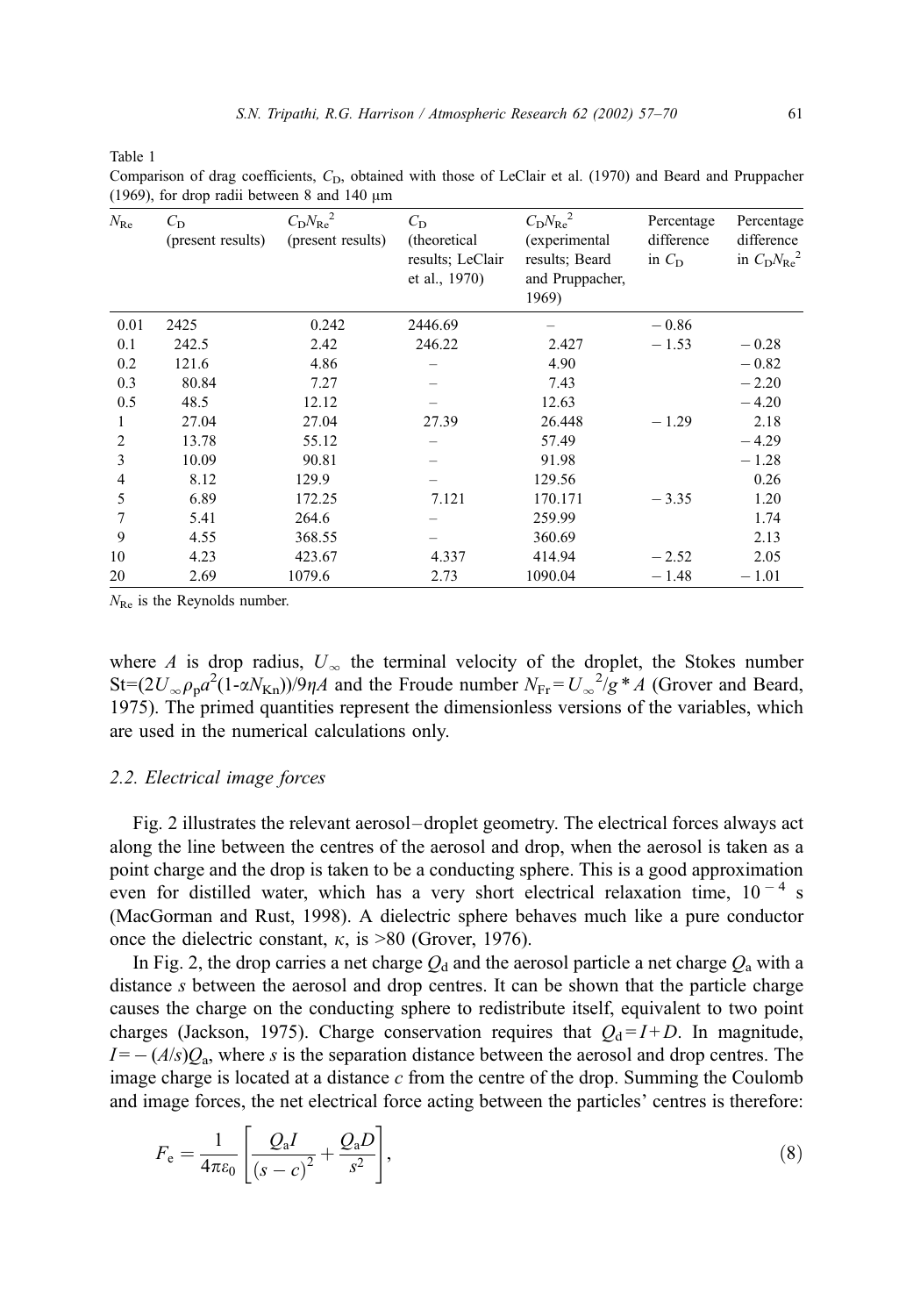Table 1

Comparison of drag coefficients, $C_D$, obtained with those of LeClair et al. (1970) and Beard and Pruppacher (1969), for drop radii between 8 and 140 μm

| $N_{Re}$ | $C_D$ (present results) | $C_D N_{Re}^2$ (present results) | $C_D$ (theoretical results; LeClair et al., 1970) | $C_D N_{Re}^2$ (experimental results; Beard and Pruppacher, 1969) | Percentage difference in $C_D$ | Percentage difference in $C_D N_{Re}^2$ |
|---|---|---|---|---|---|---|
| 0.01 | 2425 | 0.242 | 2446.69 | – | − 0.86 | |
| 0.1 | 242.5 | 2.42 | 246.22 | 2.427 | − 1.53 | − 0.28 |
| 0.2 | 121.6 | 4.86 | – | 4.90 | | − 0.82 |
| 0.3 | 80.84 | 7.27 | – | 7.43 | | − 2.20 |
| 0.5 | 48.5 | 12.12 | – | 12.63 | | − 4.20 |
| 1 | 27.04 | 27.04 | 27.39 | 26.448 | − 1.29 | 2.18 |
| 2 | 13.78 | 55.12 | – | 57.49 | | − 4.29 |
| 3 | 10.09 | 90.81 | – | 91.98 | | − 1.28 |
| 4 | 8.12 | 129.9 | – | 129.56 | | 0.26 |
| 5 | 6.89 | 172.25 | 7.121 | 170.171 | − 3.35 | 1.20 |
| 7 | 5.41 | 264.6 | – | 259.99 | | 1.74 |
| 9 | 4.55 | 368.55 | – | 360.69 | | 2.13 |
| 10 | 4.23 | 423.67 | 4.337 | 414.94 | − 2.52 | 2.05 |
| 20 | 2.69 | 1079.6 | 2.73 | 1090.04 | − 1.48 | − 1.01 |

$N_{Re}$ is the Reynolds number.

where $A$ is drop radius, $U_\infty$ the terminal velocity of the droplet, the Stokes number St=$(2U_\infty \rho_p a^2(1\text{-}\alpha N_{Kn}))/9\eta A$ and the Froude number $N_{Fr} = U_\infty^{\ 2}/g * A$ (Grover and Beard, 1975). The primed quantities represent the dimensionless versions of the variables, which are used in the numerical calculations only.

### 2.2. Electrical image forces

Fig. 2 illustrates the relevant aerosol–droplet geometry. The electrical forces always act along the line between the centres of the aerosol and drop, when the aerosol is taken as a point charge and the drop is taken to be a conducting sphere. This is a good approximation even for distilled water, which has a very short electrical relaxation time, $10^{-4}$ s (MacGorman and Rust, 1998). A dielectric sphere behaves much like a pure conductor once the dielectric constant, $\kappa$, is >80 (Grover, 1976).

In Fig. 2, the drop carries a net charge $Q_d$ and the aerosol particle a net charge $Q_a$ with a distance $s$ between the aerosol and drop centres. It can be shown that the particle charge causes the charge on the conducting sphere to redistribute itself, equivalent to two point charges (Jackson, 1975). Charge conservation requires that $Q_d = I + D$. In magnitude, $I = -(A/s)Q_a$, where $s$ is the separation distance between the aerosol and drop centres. The image charge is located at a distance $c$ from the centre of the drop. Summing the Coulomb and image forces, the net electrical force acting between the particles' centres is therefore:

$$F_e = \frac{1}{4\pi\varepsilon_0}\left[\frac{Q_a I}{(s-c)^2} + \frac{Q_a D}{s^2}\right], \tag{8}$$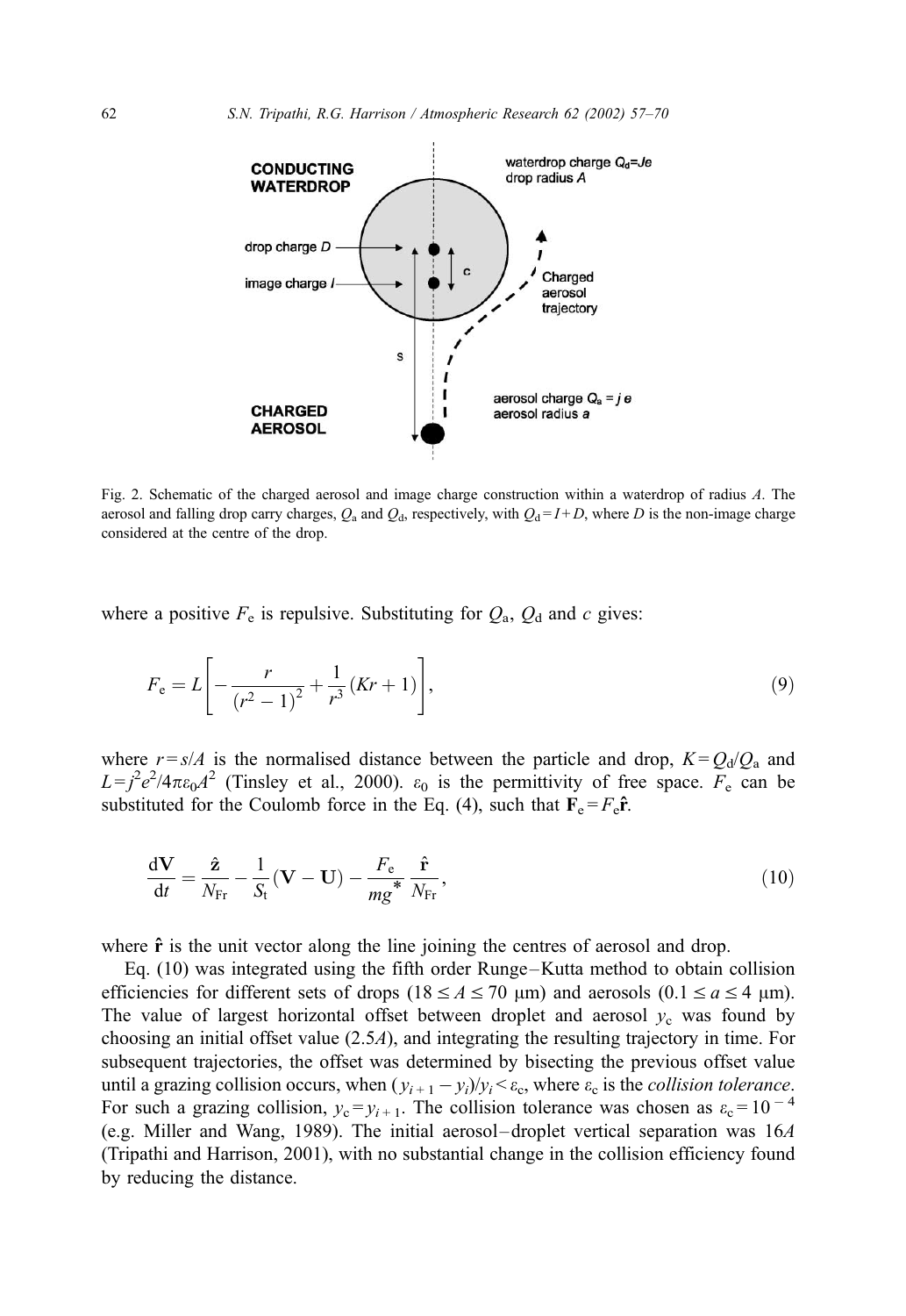Fig. 2. Schematic of the charged aerosol and image charge construction within a waterdrop of radius $A$. The aerosol and falling drop carry charges, $Q_a$ and $Q_d$, respectively, with $Q_d = I + D$, where $D$ is the non-image charge considered at the centre of the drop.

where a positive $F_e$ is repulsive. Substituting for $Q_a$, $Q_d$ and $c$ gives:

$$F_e = L\left[-\frac{r}{(r^2-1)^2} + \frac{1}{r^3}(Kr+1)\right], \tag{9}$$

where $r = s/A$ is the normalised distance between the particle and drop, $K = Q_d/Q_a$ and $L = j^2e^2/4\pi\varepsilon_0 A^2$ (Tinsley et al., 2000). $\varepsilon_0$ is the permittivity of free space. $F_e$ can be substituted for the Coulomb force in the Eq. (4), such that $\mathbf{F}_e = F_e\hat{\mathbf{r}}$.

$$\frac{d\mathbf{V}}{dt} = \frac{\hat{\mathbf{z}}}{N_{Fr}} - \frac{1}{S_t}(\mathbf{V} - \mathbf{U}) - \frac{F_e}{mg^*}\frac{\hat{\mathbf{r}}}{N_{Fr}}, \tag{10}$$

where $\hat{\mathbf{r}}$ is the unit vector along the line joining the centres of aerosol and drop.

Eq. (10) was integrated using the fifth order Runge–Kutta method to obtain collision efficiencies for different sets of drops ($18 \le A \le 70$ μm) and aerosols ($0.1 \le a \le 4$ μm). The value of largest horizontal offset between droplet and aerosol $y_c$ was found by choosing an initial offset value ($2.5A$), and integrating the resulting trajectory in time. For subsequent trajectories, the offset was determined by bisecting the previous offset value until a grazing collision occurs, when $(y_{i+1} - y_i)/y_i < \varepsilon_c$, where $\varepsilon_c$ is the *collision tolerance*. For such a grazing collision, $y_c = y_{i+1}$. The collision tolerance was chosen as $\varepsilon_c = 10^{-4}$ (e.g. Miller and Wang, 1989). The initial aerosol–droplet vertical separation was $16A$ (Tripathi and Harrison, 2001), with no substantial change in the collision efficiency found by reducing the distance.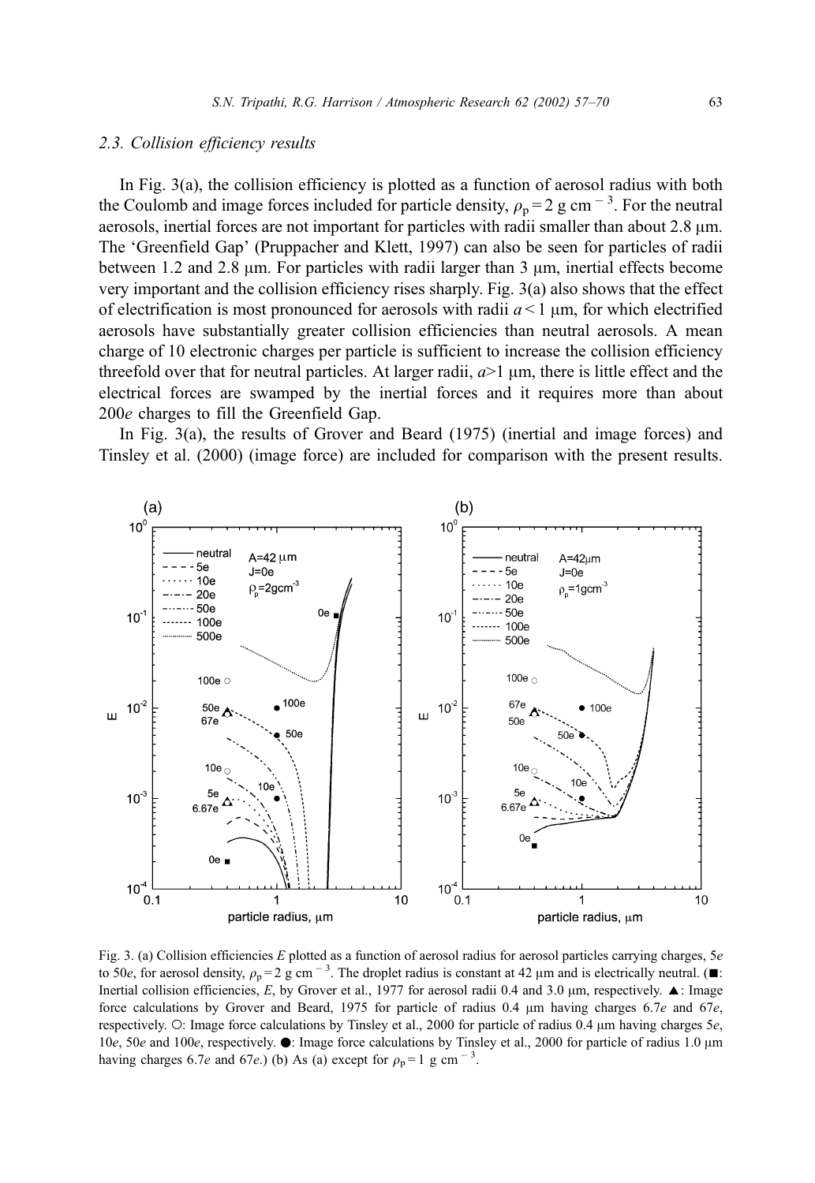### 2.3. Collision efficiency results

In Fig. 3(a), the collision efficiency is plotted as a function of aerosol radius with both the Coulomb and image forces included for particle density, $\rho_p = 2$ g cm$^{-3}$. For the neutral aerosols, inertial forces are not important for particles with radii smaller than about 2.8 μm. The 'Greenfield Gap' (Pruppacher and Klett, 1997) can also be seen for particles of radii between 1.2 and 2.8 μm. For particles with radii larger than 3 μm, inertial effects become very important and the collision efficiency rises sharply. Fig. 3(a) also shows that the effect of electrification is most pronounced for aerosols with radii $a < 1$ μm, for which electrified aerosols have substantially greater collision efficiencies than neutral aerosols. A mean charge of 10 electronic charges per particle is sufficient to increase the collision efficiency threefold over that for neutral particles. At larger radii, $a > 1$ μm, there is little effect and the electrical forces are swamped by the inertial forces and it requires more than about 200*e* charges to fill the Greenfield Gap.

In Fig. 3(a), the results of Grover and Beard (1975) (inertial and image forces) and Tinsley et al. (2000) (image force) are included for comparison with the present results.

Fig. 3. (a) Collision efficiencies *E* plotted as a function of aerosol radius for aerosol particles carrying charges, 5*e* to 50*e*, for aerosol density, $\rho_p = 2$ g cm$^{-3}$. The droplet radius is constant at 42 μm and is electrically neutral. (■: Inertial collision efficiencies, *E*, by Grover et al., 1977 for aerosol radii 0.4 and 3.0 μm, respectively. ▲: Image force calculations by Grover and Beard, 1975 for particle of radius 0.4 μm having charges 6.7*e* and 67*e*, respectively. ○: Image force calculations by Tinsley et al., 2000 for particle of radius 0.4 μm having charges 5*e*, 10*e*, 50*e* and 100*e*, respectively. ●: Image force calculations by Tinsley et al., 2000 for particle of radius 1.0 μm having charges 6.7*e* and 67*e*.) (b) As (a) except for $\rho_p = 1$ g cm$^{-3}$.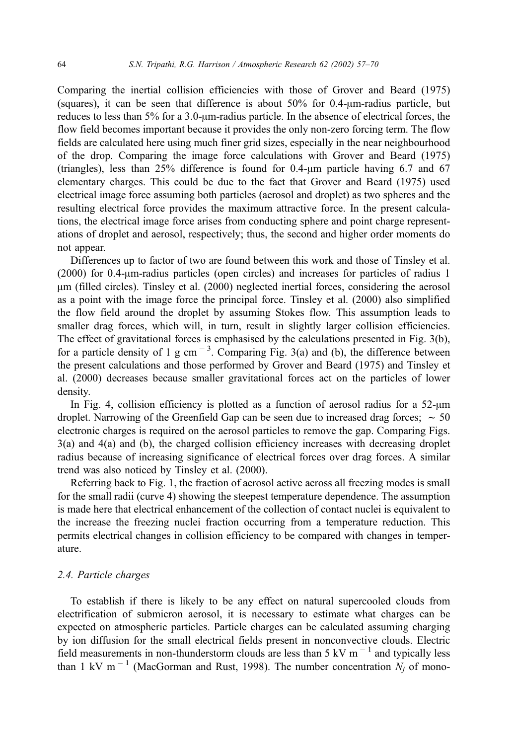Comparing the inertial collision efficiencies with those of Grover and Beard (1975) (squares), it can be seen that difference is about 50% for 0.4-μm-radius particle, but reduces to less than 5% for a 3.0-μm-radius particle. In the absence of electrical forces, the flow field becomes important because it provides the only non-zero forcing term. The flow fields are calculated here using much finer grid sizes, especially in the near neighbourhood of the drop. Comparing the image force calculations with Grover and Beard (1975) (triangles), less than 25% difference is found for 0.4-μm particle having 6.7 and 67 elementary charges. This could be due to the fact that Grover and Beard (1975) used electrical image force assuming both particles (aerosol and droplet) as two spheres and the resulting electrical force provides the maximum attractive force. In the present calculations, the electrical image force arises from conducting sphere and point charge representations of droplet and aerosol, respectively; thus, the second and higher order moments do not appear.

Differences up to factor of two are found between this work and those of Tinsley et al. (2000) for 0.4-μm-radius particles (open circles) and increases for particles of radius 1 μm (filled circles). Tinsley et al. (2000) neglected inertial forces, considering the aerosol as a point with the image force the principal force. Tinsley et al. (2000) also simplified the flow field around the droplet by assuming Stokes flow. This assumption leads to smaller drag forces, which will, in turn, result in slightly larger collision efficiencies. The effect of gravitational forces is emphasised by the calculations presented in Fig. 3(b), for a particle density of 1 g cm$^{-3}$. Comparing Fig. 3(a) and (b), the difference between the present calculations and those performed by Grover and Beard (1975) and Tinsley et al. (2000) decreases because smaller gravitational forces act on the particles of lower density.

In Fig. 4, collision efficiency is plotted as a function of aerosol radius for a 52-μm droplet. Narrowing of the Greenfield Gap can be seen due to increased drag forces; ~ 50 electronic charges is required on the aerosol particles to remove the gap. Comparing Figs. 3(a) and 4(a) and (b), the charged collision efficiency increases with decreasing droplet radius because of increasing significance of electrical forces over drag forces. A similar trend was also noticed by Tinsley et al. (2000).

Referring back to Fig. 1, the fraction of aerosol active across all freezing modes is small for the small radii (curve 4) showing the steepest temperature dependence. The assumption is made here that electrical enhancement of the collection of contact nuclei is equivalent to the increase the freezing nuclei fraction occurring from a temperature reduction. This permits electrical changes in collision efficiency to be compared with changes in temperature.

### 2.4. Particle charges

To establish if there is likely to be any effect on natural supercooled clouds from electrification of submicron aerosol, it is necessary to estimate what charges can be expected on atmospheric particles. Particle charges can be calculated assuming charging by ion diffusion for the small electrical fields present in nonconvective clouds. Electric field measurements in non-thunderstorm clouds are less than 5 kV m$^{-1}$ and typically less than 1 kV m$^{-1}$ (MacGorman and Rust, 1998). The number concentration $N_j$ of mono-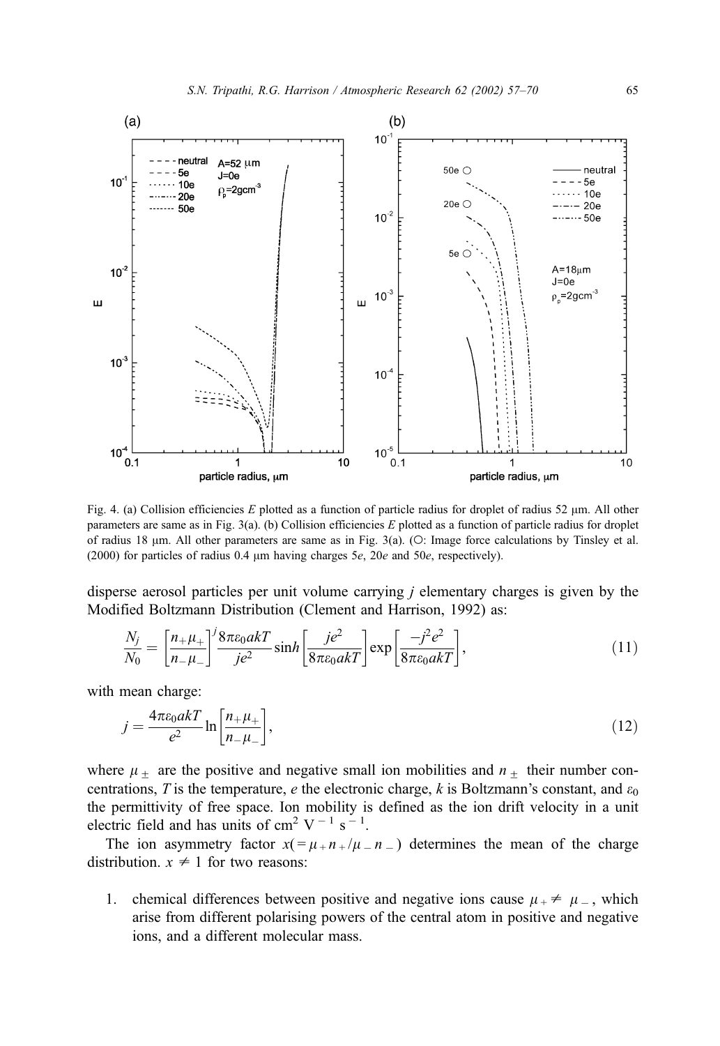Fig. 4. (a) Collision efficiencies $E$ plotted as a function of particle radius for droplet of radius 52 μm. All other parameters are same as in Fig. 3(a). (b) Collision efficiencies $E$ plotted as a function of particle radius for droplet of radius 18 μm. All other parameters are same as in Fig. 3(a). (○: Image force calculations by Tinsley et al. (2000) for particles of radius 0.4 μm having charges 5$e$, 20$e$ and 50$e$, respectively).

disperse aerosol particles per unit volume carrying $j$ elementary charges is given by the Modified Boltzmann Distribution (Clement and Harrison, 1992) as:

$$\frac{N_j}{N_0} = \left[\frac{n_+\mu_+}{n_-\mu_-}\right]^j \frac{8\pi\varepsilon_0 akT}{je^2} \sinh\left[\frac{je^2}{8\pi\varepsilon_0 akT}\right] \exp\left[\frac{-j^2e^2}{8\pi\varepsilon_0 akT}\right], \tag{11}$$

with mean charge:

$$\bar{j} = \frac{4\pi\varepsilon_0 akT}{e^2} \ln\left[\frac{n_+\mu_+}{n_-\mu_-}\right], \tag{12}$$

where $\mu_\pm$ are the positive and negative small ion mobilities and $n_\pm$ their number concentrations, $T$ is the temperature, $e$ the electronic charge, $k$ is Boltzmann's constant, and $\varepsilon_0$ the permittivity of free space. Ion mobility is defined as the ion drift velocity in a unit electric field and has units of $cm^2\ V^{-1}\ s^{-1}$.

The ion asymmetry factor $x(=\mu_+n_+/\mu_-n_-)$ determines the mean of the charge distribution. $x \neq 1$ for two reasons:

1. chemical differences between positive and negative ions cause $\mu_+ \neq \mu_-$, which arise from different polarising powers of the central atom in positive and negative ions, and a different molecular mass.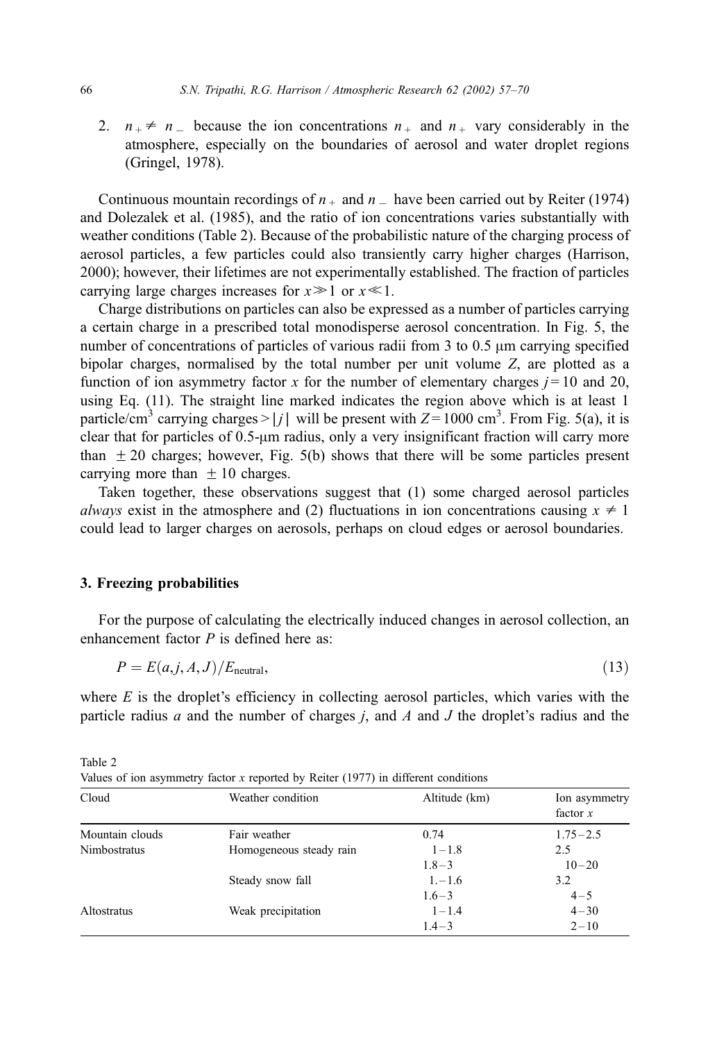2. $n_+ \neq n_-$ because the ion concentrations $n_+$ and $n_+$ vary considerably in the atmosphere, especially on the boundaries of aerosol and water droplet regions (Gringel, 1978).

Continuous mountain recordings of $n_+$ and $n_-$ have been carried out by Reiter (1974) and Dolezalek et al. (1985), and the ratio of ion concentrations varies substantially with weather conditions (Table 2). Because of the probabilistic nature of the charging process of aerosol particles, a few particles could also transiently carry higher charges (Harrison, 2000); however, their lifetimes are not experimentally established. The fraction of particles carrying large charges increases for $x \gg 1$ or $x \ll 1$.

Charge distributions on particles can also be expressed as a number of particles carrying a certain charge in a prescribed total monodisperse aerosol concentration. In Fig. 5, the number of concentrations of particles of various radii from 3 to 0.5 μm carrying specified bipolar charges, normalised by the total number per unit volume $Z$, are plotted as a function of ion asymmetry factor $x$ for the number of elementary charges $j = 10$ and 20, using Eq. (11). The straight line marked indicates the region above which is at least 1 particle/cm$^3$ carrying charges $> |j|$ will be present with $Z = 1000$ cm$^3$. From Fig. 5(a), it is clear that for particles of 0.5-μm radius, only a very insignificant fraction will carry more than $\pm 20$ charges; however, Fig. 5(b) shows that there will be some particles present carrying more than $\pm 10$ charges.

Taken together, these observations suggest that (1) some charged aerosol particles *always* exist in the atmosphere and (2) fluctuations in ion concentrations causing $x \neq 1$ could lead to larger charges on aerosols, perhaps on cloud edges or aerosol boundaries.

## 3. Freezing probabilities

For the purpose of calculating the electrically induced changes in aerosol collection, an enhancement factor $P$ is defined here as:

$$P = E(a, j, A, J)/E_{\text{neutral}}, \tag{13}$$

where $E$ is the droplet's efficiency in collecting aerosol particles, which varies with the particle radius $a$ and the number of charges $j$, and $A$ and $J$ the droplet's radius and the

Table 2
Values of ion asymmetry factor $x$ reported by Reiter (1977) in different conditions

| Cloud | Weather condition | Altitude (km) | Ion asymmetry factor $x$ |
|---|---|---|---|
| Mountain clouds | Fair weather | 0.74 | 1.75–2.5 |
| Nimbostratus | Homogeneous steady rain | 1–1.8 | 2.5 |
| | | 1.8–3 | 10–20 |
| | Steady snow fall | 1.–1.6 | 3.2 |
| | | 1.6–3 | 4–5 |
| Altostratus | Weak precipitation | 1–1.4 | 4–30 |
| | | 1.4–3 | 2–10 |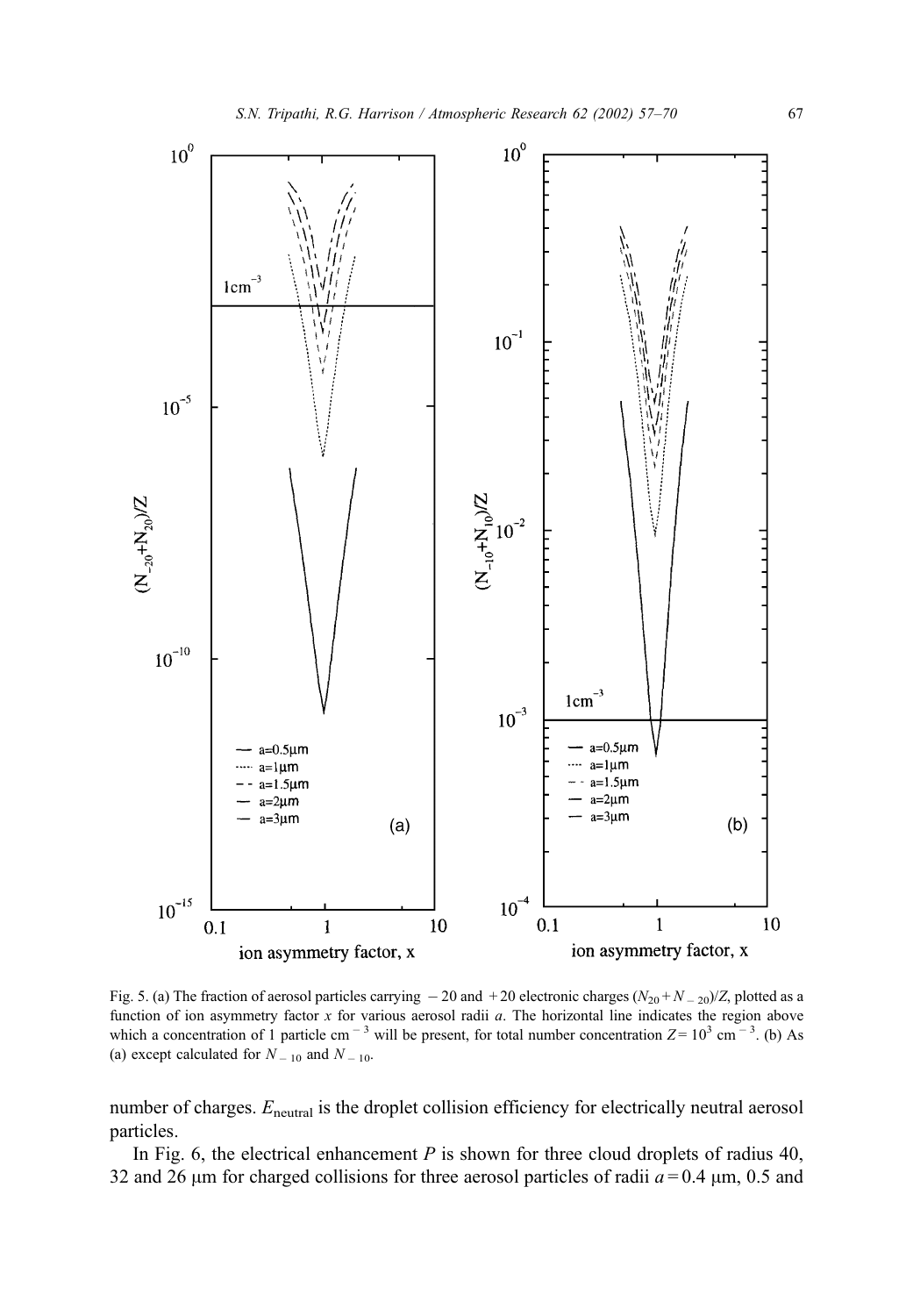Fig. 5. (a) The fraction of aerosol particles carrying $-20$ and $+20$ electronic charges $(N_{20}+N_{-20})/Z$, plotted as a function of ion asymmetry factor $x$ for various aerosol radii $a$. The horizontal line indicates the region above which a concentration of 1 particle cm$^{-3}$ will be present, for total number concentration $Z = 10^3$ cm$^{-3}$. (b) As (a) except calculated for $N_{-10}$ and $N_{-10}$.

number of charges. $E_{\mathrm{neutral}}$ is the droplet collision efficiency for electrically neutral aerosol particles.

In Fig. 6, the electrical enhancement $P$ is shown for three cloud droplets of radius 40, 32 and 26 μm for charged collisions for three aerosol particles of radii $a = 0.4$ μm, 0.5 and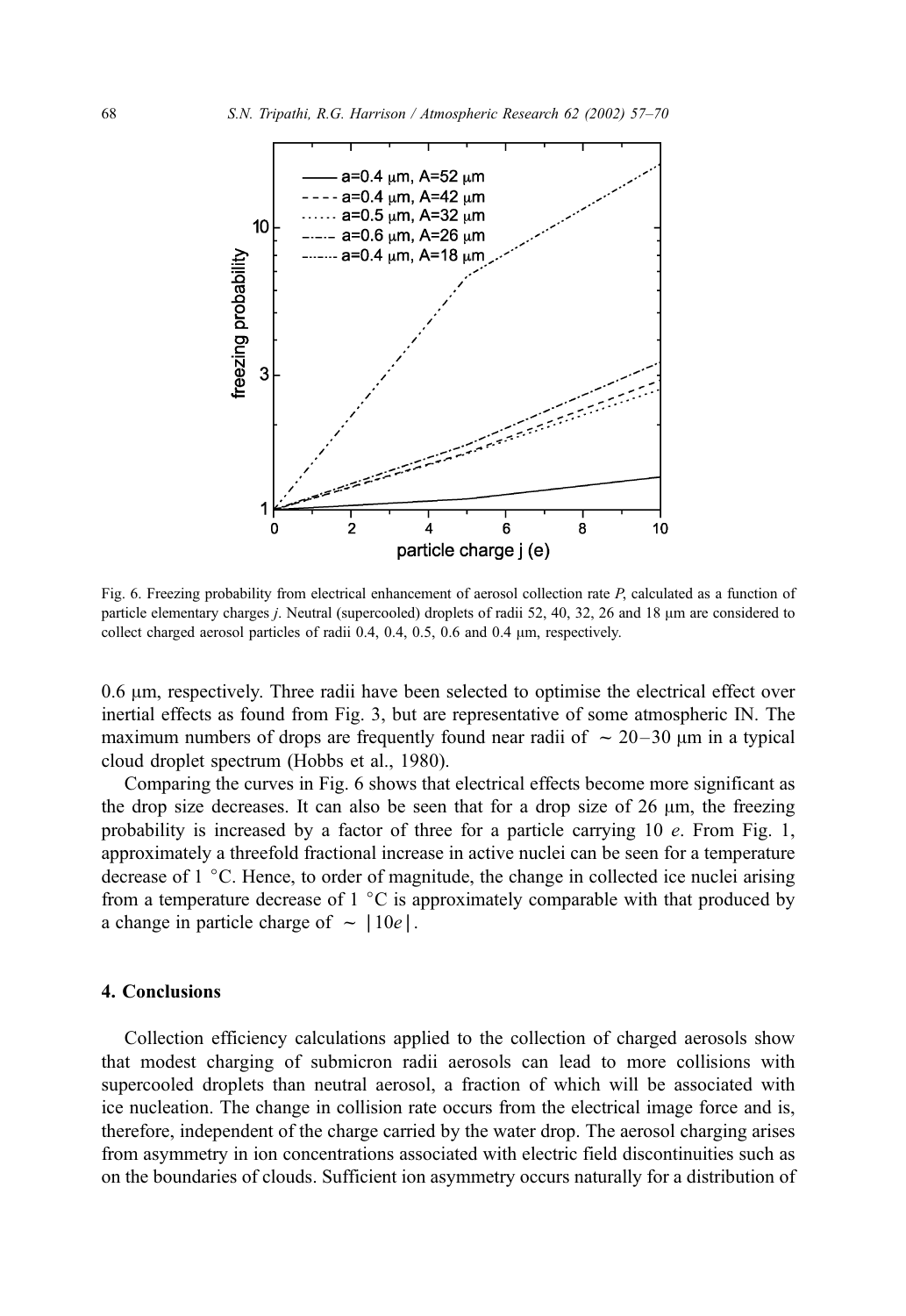Fig. 6. Freezing probability from electrical enhancement of aerosol collection rate *P*, calculated as a function of particle elementary charges *j*. Neutral (supercooled) droplets of radii 52, 40, 32, 26 and 18 μm are considered to collect charged aerosol particles of radii 0.4, 0.4, 0.5, 0.6 and 0.4 μm, respectively.

0.6 μm, respectively. Three radii have been selected to optimise the electrical effect over inertial effects as found from Fig. 3, but are representative of some atmospheric IN. The maximum numbers of drops are frequently found near radii of $\sim$ 20–30 μm in a typical cloud droplet spectrum (Hobbs et al., 1980).

Comparing the curves in Fig. 6 shows that electrical effects become more significant as the drop size decreases. It can also be seen that for a drop size of 26 μm, the freezing probability is increased by a factor of three for a particle carrying 10 *e*. From Fig. 1, approximately a threefold fractional increase in active nuclei can be seen for a temperature decrease of 1 °C. Hence, to order of magnitude, the change in collected ice nuclei arising from a temperature decrease of 1 °C is approximately comparable with that produced by a change in particle charge of $\sim |10e|$.

## 4. Conclusions

Collection efficiency calculations applied to the collection of charged aerosols show that modest charging of submicron radii aerosols can lead to more collisions with supercooled droplets than neutral aerosol, a fraction of which will be associated with ice nucleation. The change in collision rate occurs from the electrical image force and is, therefore, independent of the charge carried by the water drop. The aerosol charging arises from asymmetry in ion concentrations associated with electric field discontinuities such as on the boundaries of clouds. Sufficient ion asymmetry occurs naturally for a distribution of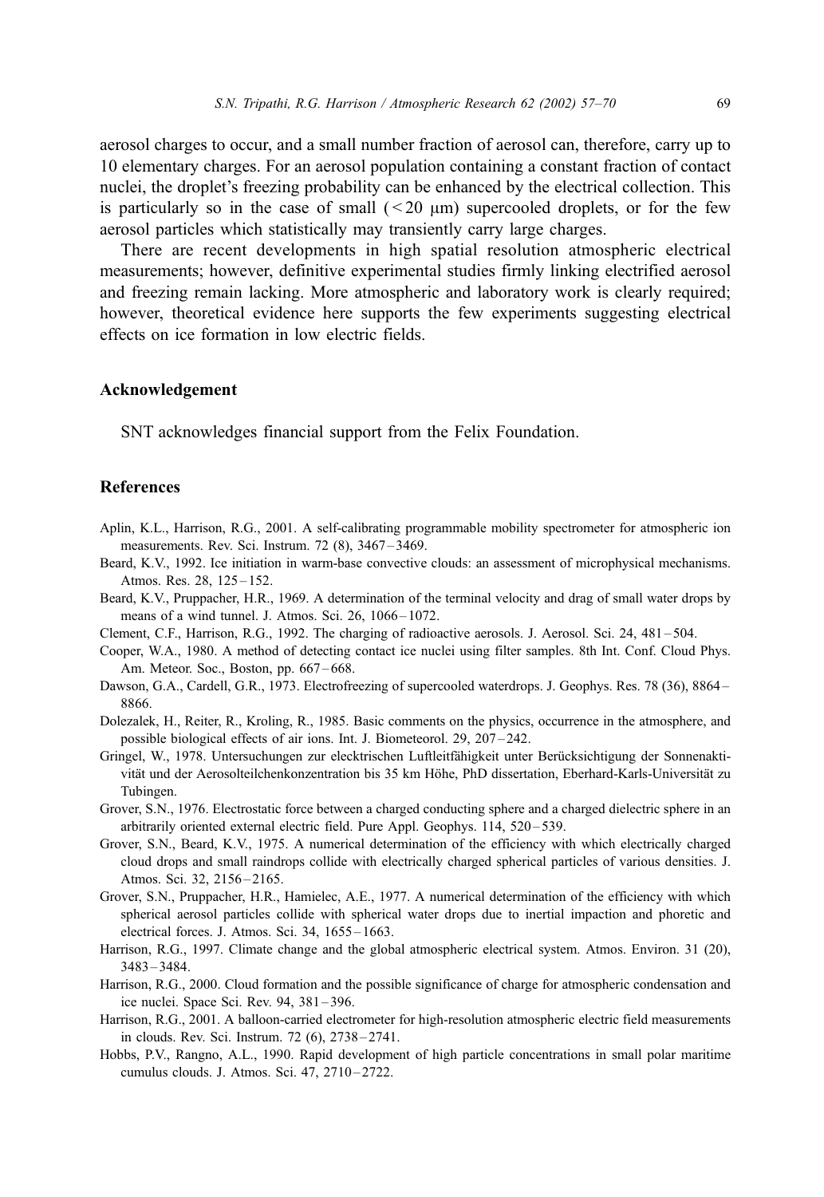aerosol charges to occur, and a small number fraction of aerosol can, therefore, carry up to 10 elementary charges. For an aerosol population containing a constant fraction of contact nuclei, the droplet's freezing probability can be enhanced by the electrical collection. This is particularly so in the case of small ($< 20$ μm) supercooled droplets, or for the few aerosol particles which statistically may transiently carry large charges.

There are recent developments in high spatial resolution atmospheric electrical measurements; however, definitive experimental studies firmly linking electrified aerosol and freezing remain lacking. More atmospheric and laboratory work is clearly required; however, theoretical evidence here supports the few experiments suggesting electrical effects on ice formation in low electric fields.

## Acknowledgement

SNT acknowledges financial support from the Felix Foundation.

## References

Aplin, K.L., Harrison, R.G., 2001. A self-calibrating programmable mobility spectrometer for atmospheric ion measurements. Rev. Sci. Instrum. 72 (8), 3467–3469.

Beard, K.V., 1992. Ice initiation in warm-base convective clouds: an assessment of microphysical mechanisms. Atmos. Res. 28, 125–152.

Beard, K.V., Pruppacher, H.R., 1969. A determination of the terminal velocity and drag of small water drops by means of a wind tunnel. J. Atmos. Sci. 26, 1066–1072.

Clement, C.F., Harrison, R.G., 1992. The charging of radioactive aerosols. J. Aerosol. Sci. 24, 481–504.

Cooper, W.A., 1980. A method of detecting contact ice nuclei using filter samples. 8th Int. Conf. Cloud Phys. Am. Meteor. Soc., Boston, pp. 667–668.

Dawson, G.A., Cardell, G.R., 1973. Electrofreezing of supercooled waterdrops. J. Geophys. Res. 78 (36), 8864–8866.

Dolezalek, H., Reiter, R., Kroling, R., 1985. Basic comments on the physics, occurrence in the atmosphere, and possible biological effects of air ions. Int. J. Biometeorol. 29, 207–242.

Gringel, W., 1978. Untersuchungen zur elecktrischen Luftleitfähigkeit unter Berücksichtigung der Sonnenaktivität und der Aerosolteilchenkonzentration bis 35 km Höhe, PhD dissertation, Eberhard-Karls-Universität zu Tubingen.

Grover, S.N., 1976. Electrostatic force between a charged conducting sphere and a charged dielectric sphere in an arbitrarily oriented external electric field. Pure Appl. Geophys. 114, 520–539.

Grover, S.N., Beard, K.V., 1975. A numerical determination of the efficiency with which electrically charged cloud drops and small raindrops collide with electrically charged spherical particles of various densities. J. Atmos. Sci. 32, 2156–2165.

Grover, S.N., Pruppacher, H.R., Hamielec, A.E., 1977. A numerical determination of the efficiency with which spherical aerosol particles collide with spherical water drops due to inertial impaction and phoretic and electrical forces. J. Atmos. Sci. 34, 1655–1663.

Harrison, R.G., 1997. Climate change and the global atmospheric electrical system. Atmos. Environ. 31 (20), 3483–3484.

Harrison, R.G., 2000. Cloud formation and the possible significance of charge for atmospheric condensation and ice nuclei. Space Sci. Rev. 94, 381–396.

Harrison, R.G., 2001. A balloon-carried electrometer for high-resolution atmospheric electric field measurements in clouds. Rev. Sci. Instrum. 72 (6), 2738–2741.

Hobbs, P.V., Rangno, A.L., 1990. Rapid development of high particle concentrations in small polar maritime cumulus clouds. J. Atmos. Sci. 47, 2710–2722.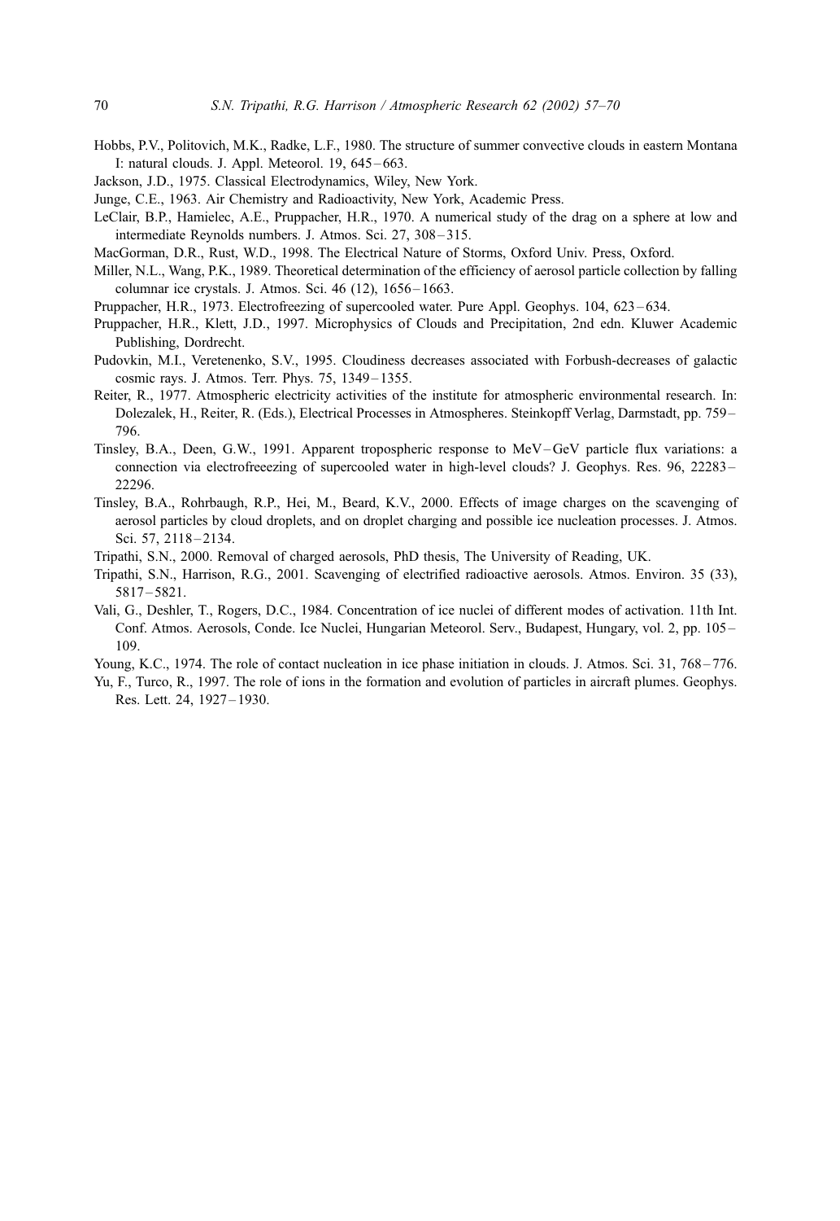Hobbs, P.V., Politovich, M.K., Radke, L.F., 1980. The structure of summer convective clouds in eastern Montana I: natural clouds. J. Appl. Meteorol. 19, 645–663.

Jackson, J.D., 1975. Classical Electrodynamics, Wiley, New York.

Junge, C.E., 1963. Air Chemistry and Radioactivity, New York, Academic Press.

LeClair, B.P., Hamielec, A.E., Pruppacher, H.R., 1970. A numerical study of the drag on a sphere at low and intermediate Reynolds numbers. J. Atmos. Sci. 27, 308–315.

MacGorman, D.R., Rust, W.D., 1998. The Electrical Nature of Storms, Oxford Univ. Press, Oxford.

Miller, N.L., Wang, P.K., 1989. Theoretical determination of the efficiency of aerosol particle collection by falling columnar ice crystals. J. Atmos. Sci. 46 (12), 1656–1663.

Pruppacher, H.R., 1973. Electrofreezing of supercooled water. Pure Appl. Geophys. 104, 623–634.

Pruppacher, H.R., Klett, J.D., 1997. Microphysics of Clouds and Precipitation, 2nd edn. Kluwer Academic Publishing, Dordrecht.

Pudovkin, M.I., Veretenenko, S.V., 1995. Cloudiness decreases associated with Forbush-decreases of galactic cosmic rays. J. Atmos. Terr. Phys. 75, 1349–1355.

Reiter, R., 1977. Atmospheric electricity activities of the institute for atmospheric environmental research. In: Dolezalek, H., Reiter, R. (Eds.), Electrical Processes in Atmospheres. Steinkopff Verlag, Darmstadt, pp. 759–796.

Tinsley, B.A., Deen, G.W., 1991. Apparent tropospheric response to MeV–GeV particle flux variations: a connection via electrofreeezing of supercooled water in high-level clouds? J. Geophys. Res. 96, 22283–22296.

Tinsley, B.A., Rohrbaugh, R.P., Hei, M., Beard, K.V., 2000. Effects of image charges on the scavenging of aerosol particles by cloud droplets, and on droplet charging and possible ice nucleation processes. J. Atmos. Sci. 57, 2118–2134.

Tripathi, S.N., 2000. Removal of charged aerosols, PhD thesis, The University of Reading, UK.

Tripathi, S.N., Harrison, R.G., 2001. Scavenging of electrified radioactive aerosols. Atmos. Environ. 35 (33), 5817–5821.

Vali, G., Deshler, T., Rogers, D.C., 1984. Concentration of ice nuclei of different modes of activation. 11th Int. Conf. Atmos. Aerosols, Conde. Ice Nuclei, Hungarian Meteorol. Serv., Budapest, Hungary, vol. 2, pp. 105–109.

Young, K.C., 1974. The role of contact nucleation in ice phase initiation in clouds. J. Atmos. Sci. 31, 768–776.

Yu, F., Turco, R., 1997. The role of ions in the formation and evolution of particles in aircraft plumes. Geophys. Res. Lett. 24, 1927–1930.